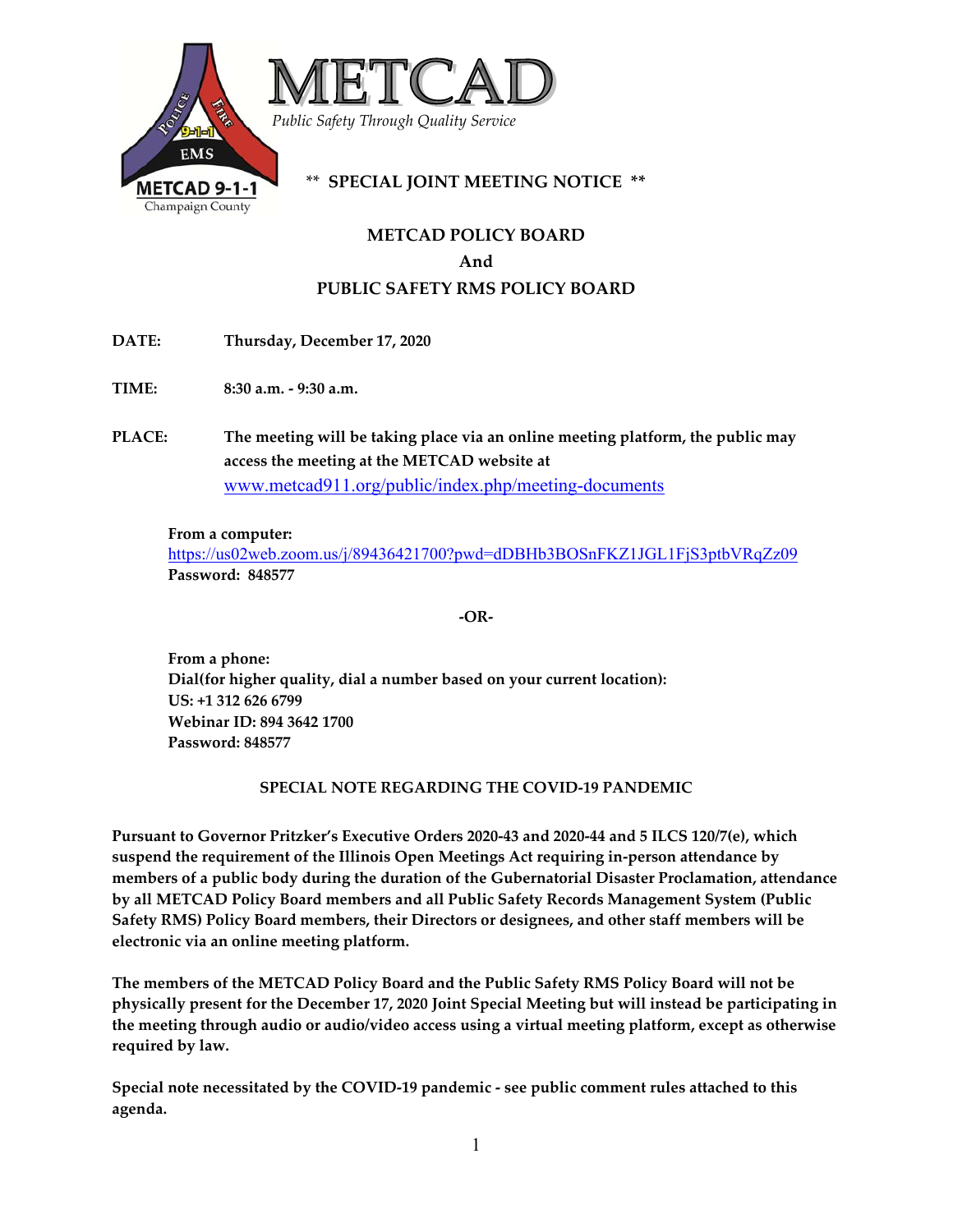METCAD

*Public Safety Through Quality Service*

METCAD 9-1-1
Champaign County

## ** SPECIAL JOINT MEETING NOTICE **

### METCAD POLICY BOARD
### And
### PUBLIC SAFETY RMS POLICY BOARD

**DATE:** Thursday, December 17, 2020

**TIME:** 8:30 a.m. - 9:30 a.m.

**PLACE:** The meeting will be taking place via an online meeting platform, the public may access the meeting at the METCAD website at www.metcad911.org/public/index.php/meeting-documents

**From a computer:**
https://us02web.zoom.us/j/89436421700?pwd=dDBHb3BOSnFKZ1JGL1FjS3ptbVRqZz09
**Password: 848577**

**-OR-**

**From a phone:**
**Dial(for higher quality, dial a number based on your current location):**
**US: +1 312 626 6799**
**Webinar ID: 894 3642 1700**
**Password: 848577**

**SPECIAL NOTE REGARDING THE COVID-19 PANDEMIC**

**Pursuant to Governor Pritzker's Executive Orders 2020-43 and 2020-44 and 5 ILCS 120/7(e), which suspend the requirement of the Illinois Open Meetings Act requiring in-person attendance by members of a public body during the duration of the Gubernatorial Disaster Proclamation, attendance by all METCAD Policy Board members and all Public Safety Records Management System (Public Safety RMS) Policy Board members, their Directors or designees, and other staff members will be electronic via an online meeting platform.**

**The members of the METCAD Policy Board and the Public Safety RMS Policy Board will not be physically present for the December 17, 2020 Joint Special Meeting but will instead be participating in the meeting through audio or audio/video access using a virtual meeting platform, except as otherwise required by law.**

**Special note necessitated by the COVID-19 pandemic - see public comment rules attached to this agenda.**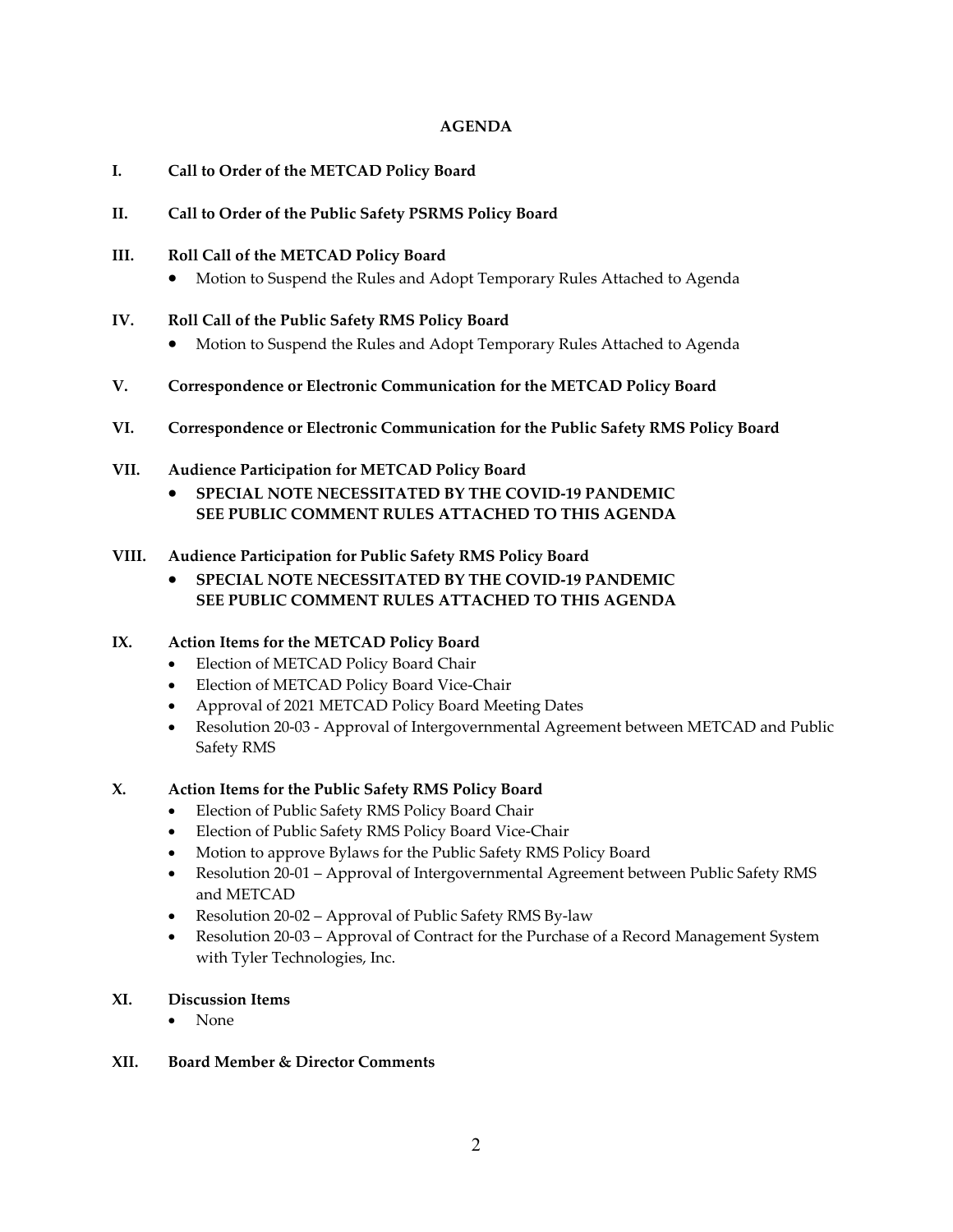## AGENDA

**I. Call to Order of the METCAD Policy Board**

**II. Call to Order of the Public Safety PSRMS Policy Board**

**III. Roll Call of the METCAD Policy Board**

- Motion to Suspend the Rules and Adopt Temporary Rules Attached to Agenda

**IV. Roll Call of the Public Safety RMS Policy Board**

- Motion to Suspend the Rules and Adopt Temporary Rules Attached to Agenda

**V. Correspondence or Electronic Communication for the METCAD Policy Board**

**VI. Correspondence or Electronic Communication for the Public Safety RMS Policy Board**

**VII. Audience Participation for METCAD Policy Board**

- **SPECIAL NOTE NECESSITATED BY THE COVID-19 PANDEMIC SEE PUBLIC COMMENT RULES ATTACHED TO THIS AGENDA**

**VIII. Audience Participation for Public Safety RMS Policy Board**

- **SPECIAL NOTE NECESSITATED BY THE COVID-19 PANDEMIC SEE PUBLIC COMMENT RULES ATTACHED TO THIS AGENDA**

**IX. Action Items for the METCAD Policy Board**

- Election of METCAD Policy Board Chair
- Election of METCAD Policy Board Vice-Chair
- Approval of 2021 METCAD Policy Board Meeting Dates
- Resolution 20-03 - Approval of Intergovernmental Agreement between METCAD and Public Safety RMS

**X. Action Items for the Public Safety RMS Policy Board**

- Election of Public Safety RMS Policy Board Chair
- Election of Public Safety RMS Policy Board Vice-Chair
- Motion to approve Bylaws for the Public Safety RMS Policy Board
- Resolution 20-01 – Approval of Intergovernmental Agreement between Public Safety RMS and METCAD
- Resolution 20-02 – Approval of Public Safety RMS By-law
- Resolution 20-03 – Approval of Contract for the Purchase of a Record Management System with Tyler Technologies, Inc.

**XI. Discussion Items**

- None

**XII. Board Member & Director Comments**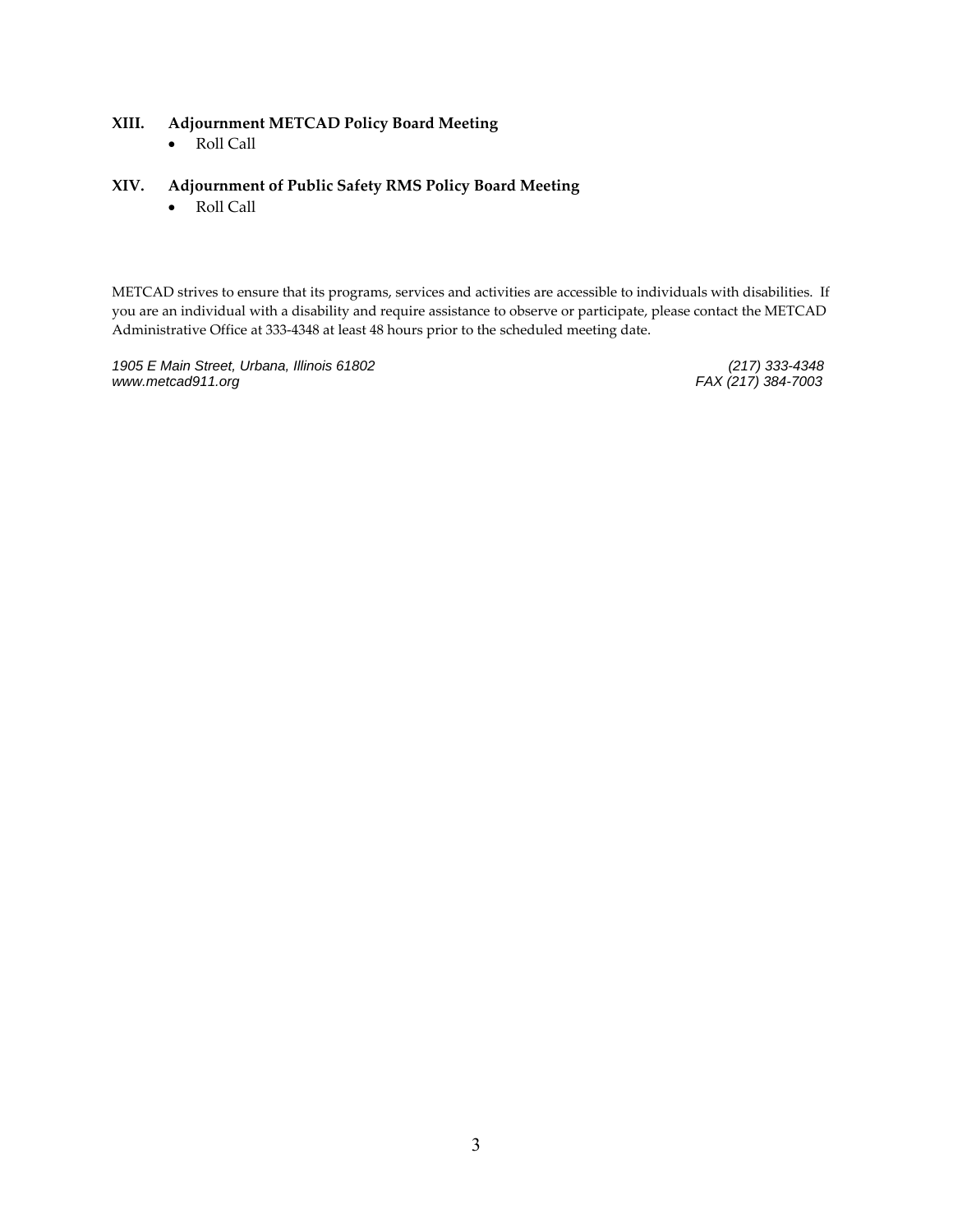**XIII. Adjournment METCAD Policy Board Meeting**

- Roll Call

**XIV. Adjournment of Public Safety RMS Policy Board Meeting**

- Roll Call

METCAD strives to ensure that its programs, services and activities are accessible to individuals with disabilities. If you are an individual with a disability and require assistance to observe or participate, please contact the METCAD Administrative Office at 333-4348 at least 48 hours prior to the scheduled meeting date.

*1905 E Main Street, Urbana, Illinois 61802* — *(217) 333-4348*
*www.metcad911.org* — *FAX (217) 384-7003*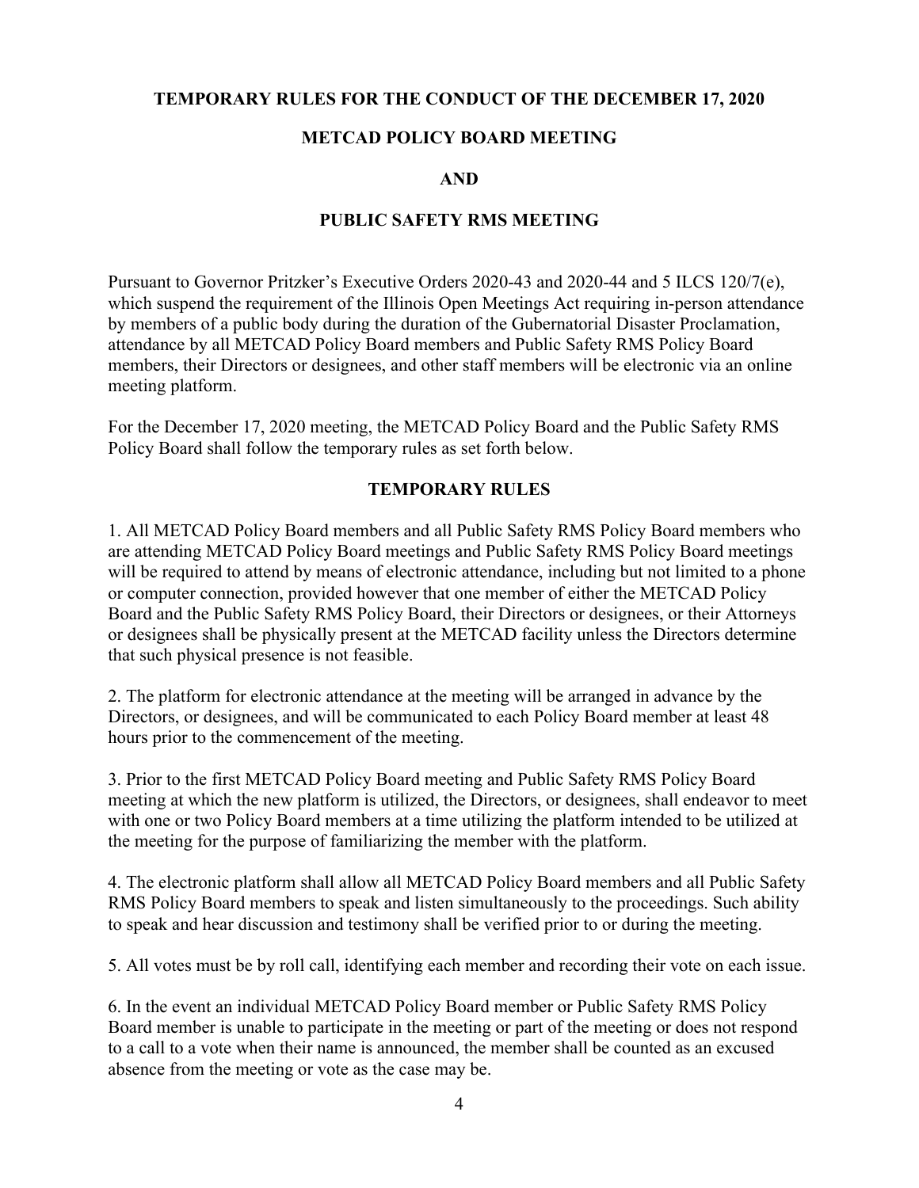**TEMPORARY RULES FOR THE CONDUCT OF THE DECEMBER 17, 2020**

**METCAD POLICY BOARD MEETING**

**AND**

**PUBLIC SAFETY RMS MEETING**

Pursuant to Governor Pritzker's Executive Orders 2020-43 and 2020-44 and 5 ILCS 120/7(e), which suspend the requirement of the Illinois Open Meetings Act requiring in-person attendance by members of a public body during the duration of the Gubernatorial Disaster Proclamation, attendance by all METCAD Policy Board members and Public Safety RMS Policy Board members, their Directors or designees, and other staff members will be electronic via an online meeting platform.

For the December 17, 2020 meeting, the METCAD Policy Board and the Public Safety RMS Policy Board shall follow the temporary rules as set forth below.

**TEMPORARY RULES**

1. All METCAD Policy Board members and all Public Safety RMS Policy Board members who are attending METCAD Policy Board meetings and Public Safety RMS Policy Board meetings will be required to attend by means of electronic attendance, including but not limited to a phone or computer connection, provided however that one member of either the METCAD Policy Board and the Public Safety RMS Policy Board, their Directors or designees, or their Attorneys or designees shall be physically present at the METCAD facility unless the Directors determine that such physical presence is not feasible.

2. The platform for electronic attendance at the meeting will be arranged in advance by the Directors, or designees, and will be communicated to each Policy Board member at least 48 hours prior to the commencement of the meeting.

3. Prior to the first METCAD Policy Board meeting and Public Safety RMS Policy Board meeting at which the new platform is utilized, the Directors, or designees, shall endeavor to meet with one or two Policy Board members at a time utilizing the platform intended to be utilized at the meeting for the purpose of familiarizing the member with the platform.

4. The electronic platform shall allow all METCAD Policy Board members and all Public Safety RMS Policy Board members to speak and listen simultaneously to the proceedings. Such ability to speak and hear discussion and testimony shall be verified prior to or during the meeting.

5. All votes must be by roll call, identifying each member and recording their vote on each issue.

6. In the event an individual METCAD Policy Board member or Public Safety RMS Policy Board member is unable to participate in the meeting or part of the meeting or does not respond to a call to a vote when their name is announced, the member shall be counted as an excused absence from the meeting or vote as the case may be.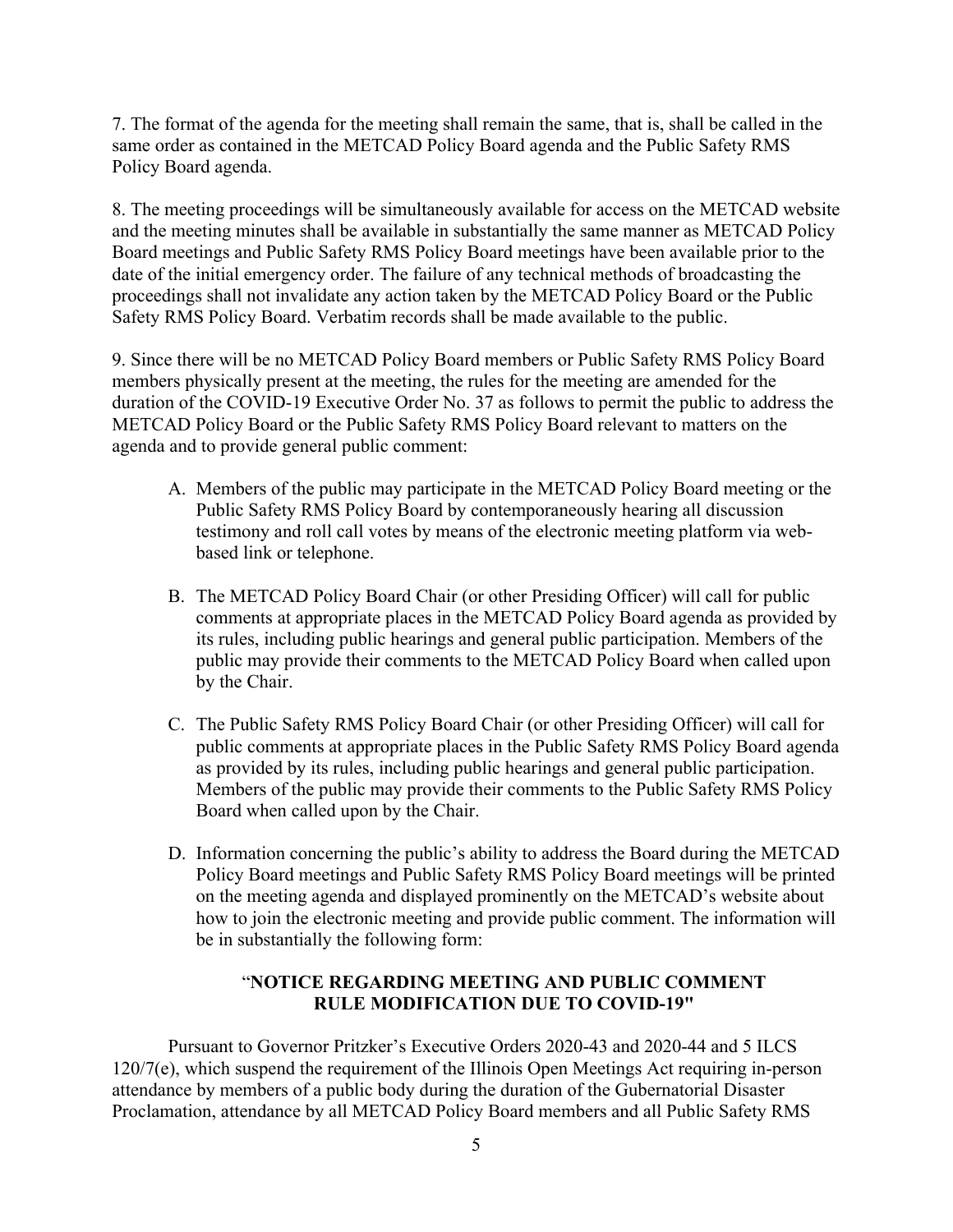7. The format of the agenda for the meeting shall remain the same, that is, shall be called in the same order as contained in the METCAD Policy Board agenda and the Public Safety RMS Policy Board agenda.

8. The meeting proceedings will be simultaneously available for access on the METCAD website and the meeting minutes shall be available in substantially the same manner as METCAD Policy Board meetings and Public Safety RMS Policy Board meetings have been available prior to the date of the initial emergency order. The failure of any technical methods of broadcasting the proceedings shall not invalidate any action taken by the METCAD Policy Board or the Public Safety RMS Policy Board. Verbatim records shall be made available to the public.

9. Since there will be no METCAD Policy Board members or Public Safety RMS Policy Board members physically present at the meeting, the rules for the meeting are amended for the duration of the COVID-19 Executive Order No. 37 as follows to permit the public to address the METCAD Policy Board or the Public Safety RMS Policy Board relevant to matters on the agenda and to provide general public comment:

A. Members of the public may participate in the METCAD Policy Board meeting or the Public Safety RMS Policy Board by contemporaneously hearing all discussion testimony and roll call votes by means of the electronic meeting platform via web-based link or telephone.

B. The METCAD Policy Board Chair (or other Presiding Officer) will call for public comments at appropriate places in the METCAD Policy Board agenda as provided by its rules, including public hearings and general public participation. Members of the public may provide their comments to the METCAD Policy Board when called upon by the Chair.

C. The Public Safety RMS Policy Board Chair (or other Presiding Officer) will call for public comments at appropriate places in the Public Safety RMS Policy Board agenda as provided by its rules, including public hearings and general public participation. Members of the public may provide their comments to the Public Safety RMS Policy Board when called upon by the Chair.

D. Information concerning the public's ability to address the Board during the METCAD Policy Board meetings and Public Safety RMS Policy Board meetings will be printed on the meeting agenda and displayed prominently on the METCAD's website about how to join the electronic meeting and provide public comment. The information will be in substantially the following form:

"**NOTICE REGARDING MEETING AND PUBLIC COMMENT RULE MODIFICATION DUE TO COVID-19"**

Pursuant to Governor Pritzker's Executive Orders 2020-43 and 2020-44 and 5 ILCS 120/7(e), which suspend the requirement of the Illinois Open Meetings Act requiring in-person attendance by members of a public body during the duration of the Gubernatorial Disaster Proclamation, attendance by all METCAD Policy Board members and all Public Safety RMS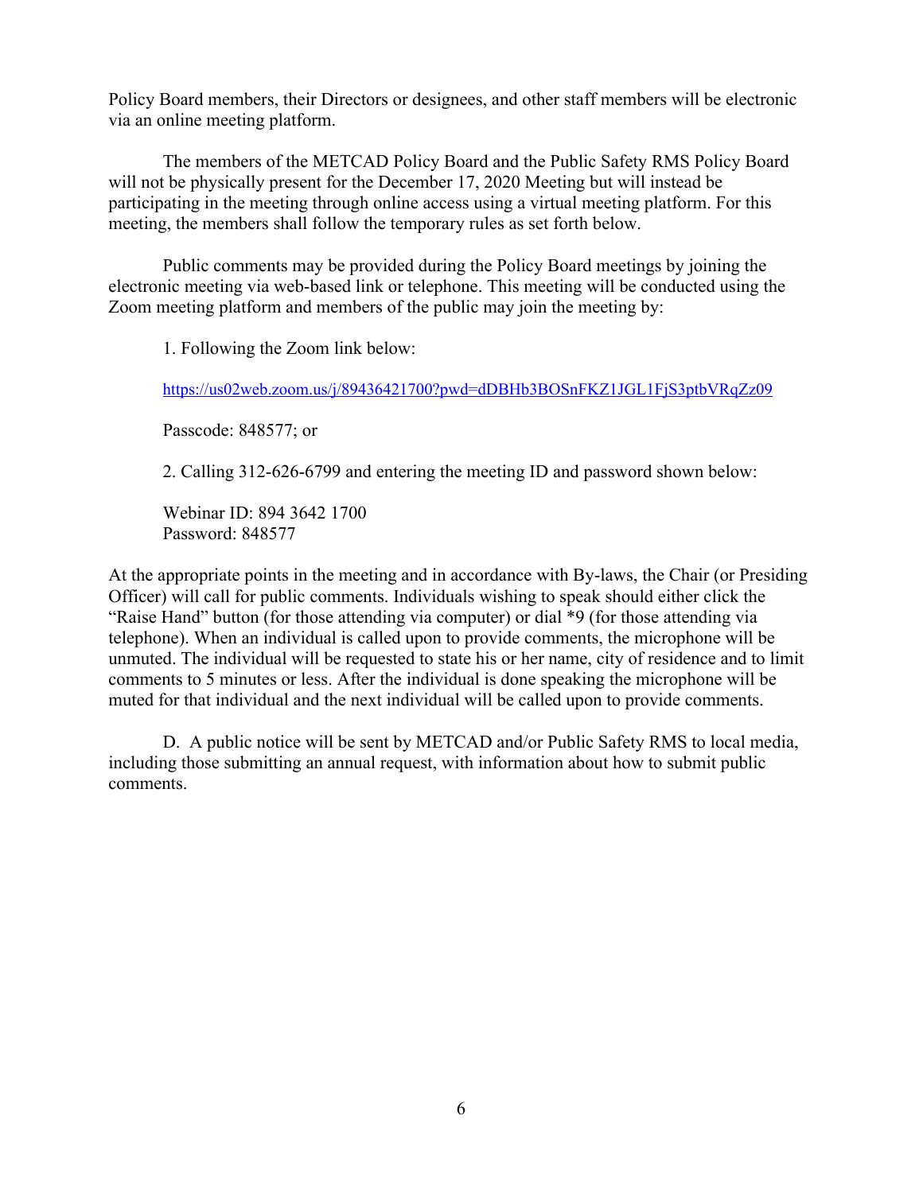Policy Board members, their Directors or designees, and other staff members will be electronic via an online meeting platform.

The members of the METCAD Policy Board and the Public Safety RMS Policy Board will not be physically present for the December 17, 2020 Meeting but will instead be participating in the meeting through online access using a virtual meeting platform. For this meeting, the members shall follow the temporary rules as set forth below.

Public comments may be provided during the Policy Board meetings by joining the electronic meeting via web-based link or telephone. This meeting will be conducted using the Zoom meeting platform and members of the public may join the meeting by:

1. Following the Zoom link below:

   https://us02web.zoom.us/j/89436421700?pwd=dDBHb3BOSnFKZ1JGL1FjS3ptbVRqZz09

   Passcode: 848577; or

2. Calling 312-626-6799 and entering the meeting ID and password shown below:

   Webinar ID: 894 3642 1700
   Password: 848577

At the appropriate points in the meeting and in accordance with By-laws, the Chair (or Presiding Officer) will call for public comments. Individuals wishing to speak should either click the "Raise Hand" button (for those attending via computer) or dial *9 (for those attending via telephone). When an individual is called upon to provide comments, the microphone will be unmuted. The individual will be requested to state his or her name, city of residence and to limit comments to 5 minutes or less. After the individual is done speaking the microphone will be muted for that individual and the next individual will be called upon to provide comments.

D. A public notice will be sent by METCAD and/or Public Safety RMS to local media, including those submitting an annual request, with information about how to submit public comments.